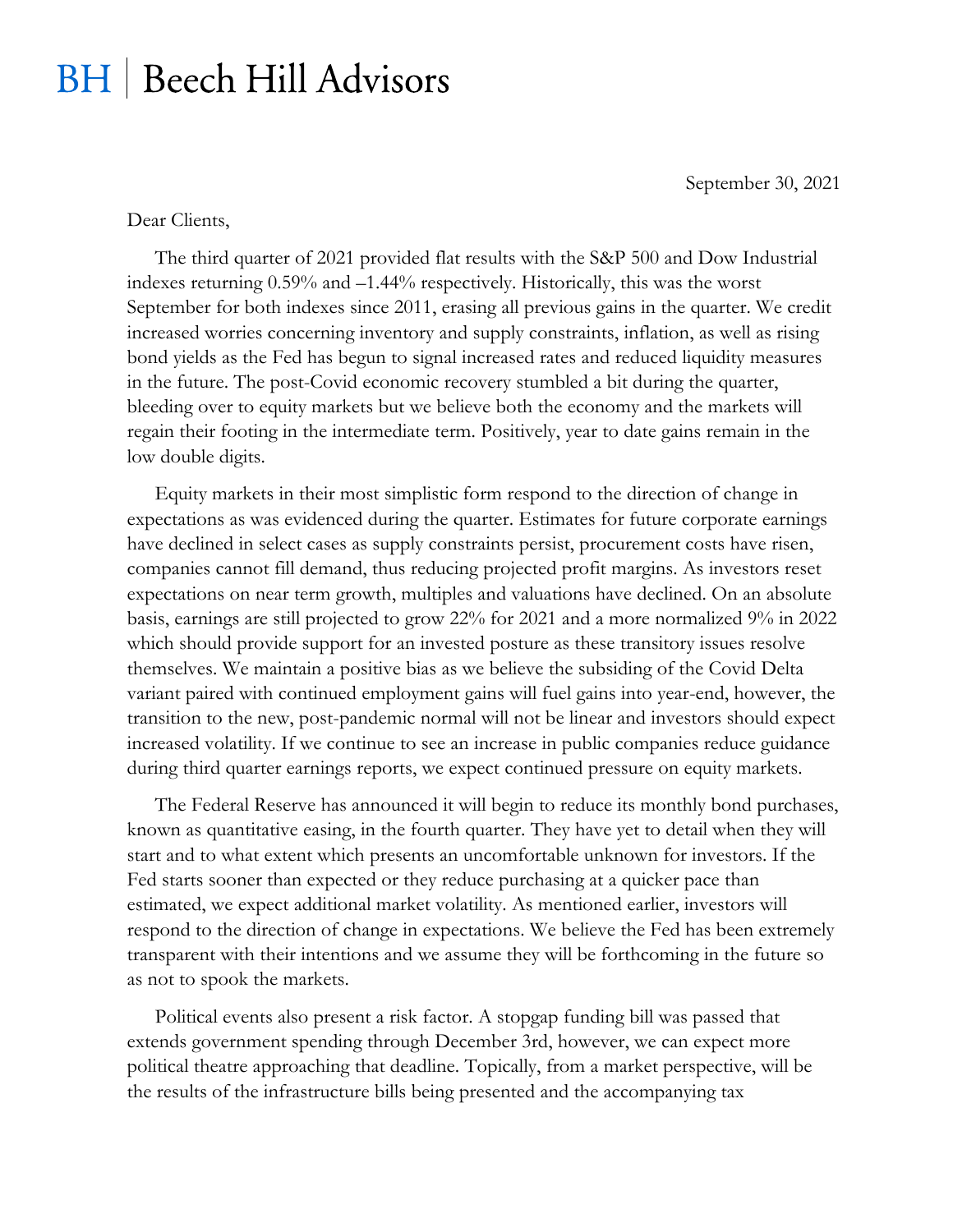# BH | Beech Hill Advisors

September 30, 2021

Dear Clients,

The third quarter of 2021 provided flat results with the S&P 500 and Dow Industrial indexes returning 0.59% and –1.44% respectively. Historically, this was the worst September for both indexes since 2011, erasing all previous gains in the quarter. We credit increased worries concerning inventory and supply constraints, inflation, as well as rising bond yields as the Fed has begun to signal increased rates and reduced liquidity measures in the future. The post-Covid economic recovery stumbled a bit during the quarter, bleeding over to equity markets but we believe both the economy and the markets will regain their footing in the intermediate term. Positively, year to date gains remain in the low double digits.

Equity markets in their most simplistic form respond to the direction of change in expectations as was evidenced during the quarter. Estimates for future corporate earnings have declined in select cases as supply constraints persist, procurement costs have risen, companies cannot fill demand, thus reducing projected profit margins. As investors reset expectations on near term growth, multiples and valuations have declined. On an absolute basis, earnings are still projected to grow 22% for 2021 and a more normalized 9% in 2022 which should provide support for an invested posture as these transitory issues resolve themselves. We maintain a positive bias as we believe the subsiding of the Covid Delta variant paired with continued employment gains will fuel gains into year-end, however, the transition to the new, post-pandemic normal will not be linear and investors should expect increased volatility. If we continue to see an increase in public companies reduce guidance during third quarter earnings reports, we expect continued pressure on equity markets.

The Federal Reserve has announced it will begin to reduce its monthly bond purchases, known as quantitative easing, in the fourth quarter. They have yet to detail when they will start and to what extent which presents an uncomfortable unknown for investors. If the Fed starts sooner than expected or they reduce purchasing at a quicker pace than estimated, we expect additional market volatility. As mentioned earlier, investors will respond to the direction of change in expectations. We believe the Fed has been extremely transparent with their intentions and we assume they will be forthcoming in the future so as not to spook the markets.

Political events also present a risk factor. A stopgap funding bill was passed that extends government spending through December 3rd, however, we can expect more political theatre approaching that deadline. Topically, from a market perspective, will be the results of the infrastructure bills being presented and the accompanying tax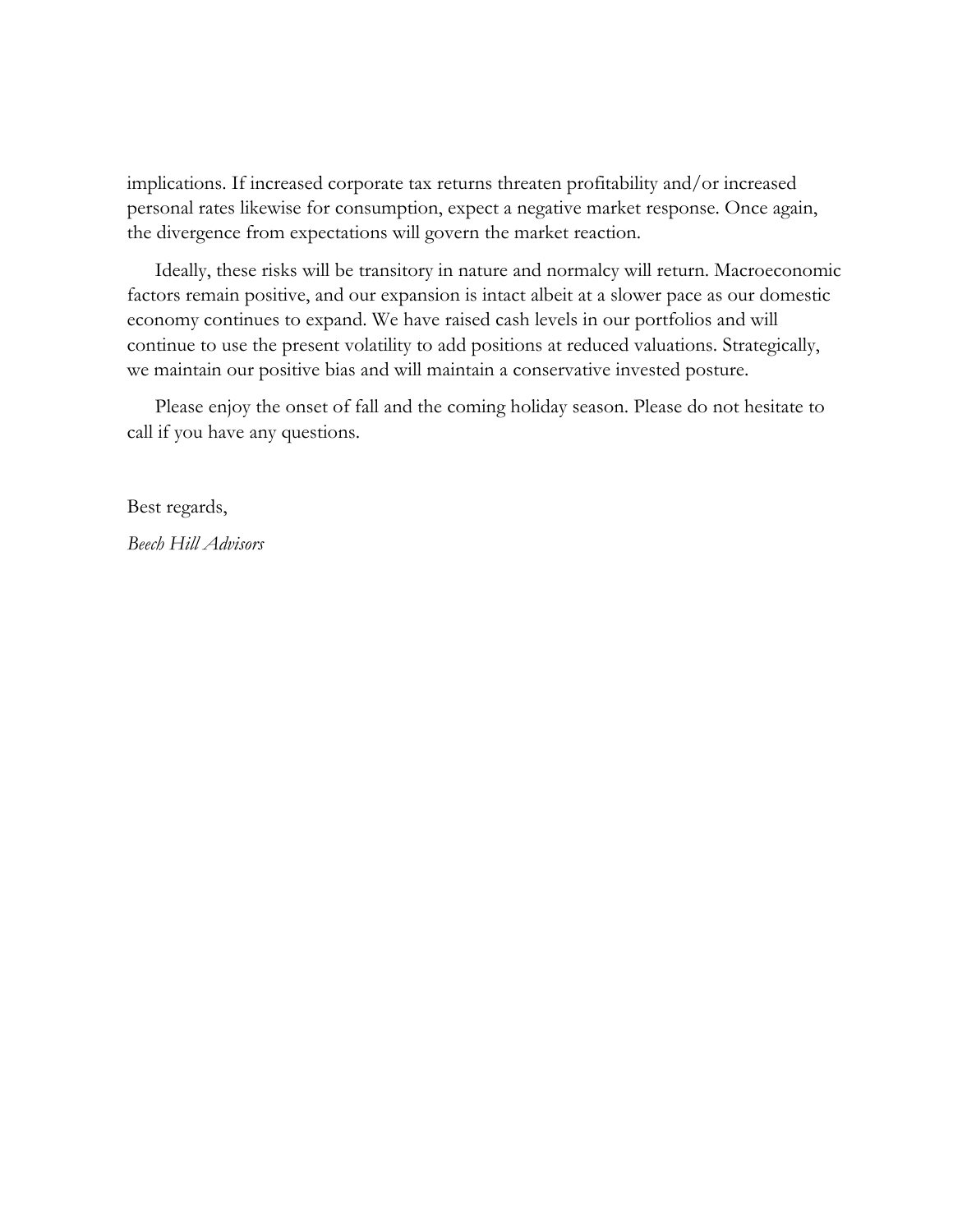implications. If increased corporate tax returns threaten profitability and/or increased personal rates likewise for consumption, expect a negative market response. Once again, the divergence from expectations will govern the market reaction.

Ideally, these risks will be transitory in nature and normalcy will return. Macroeconomic factors remain positive, and our expansion is intact albeit at a slower pace as our domestic economy continues to expand. We have raised cash levels in our portfolios and will continue to use the present volatility to add positions at reduced valuations. Strategically, we maintain our positive bias and will maintain a conservative invested posture.

Please enjoy the onset of fall and the coming holiday season. Please do not hesitate to call if you have any questions.

Best regards,

*Beech Hill Advisors*